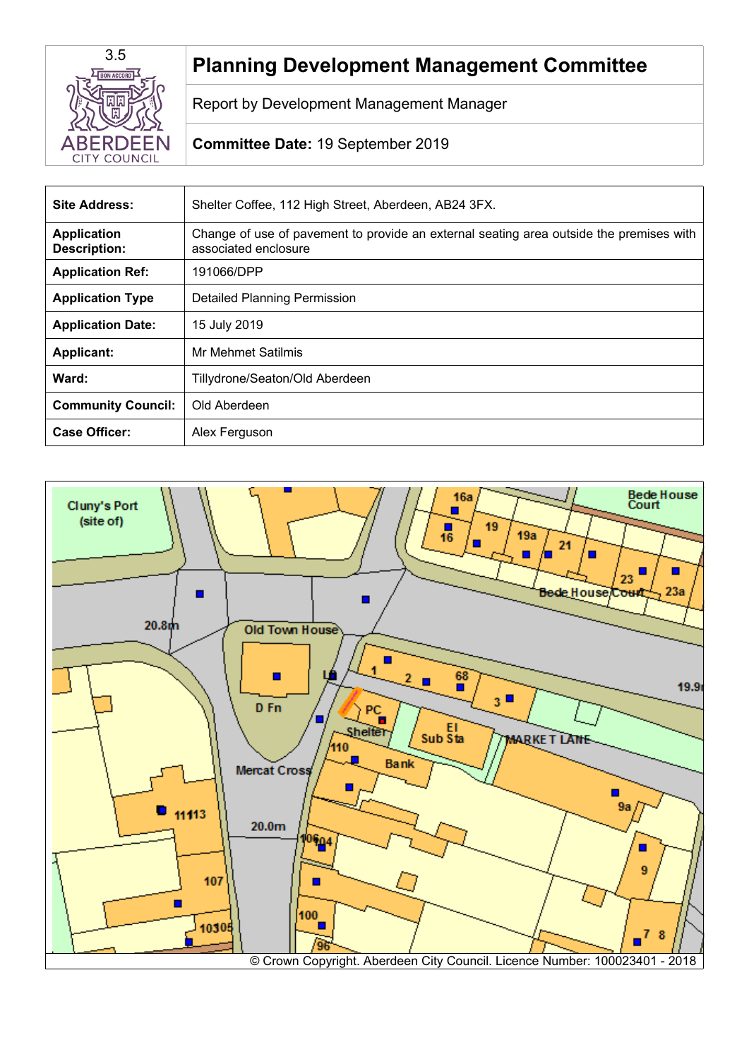3.5

# Planning Development Management Committee

Report by Development Management Manager

**Committee Date:** 19 September 2019

| **Site Address:** | Shelter Coffee, 112 High Street, Aberdeen, AB24 3FX. |
|---|---|
| **Application Description:** | Change of use of pavement to provide an external seating area outside the premises with associated enclosure |
| **Application Ref:** | 191066/DPP |
| **Application Type** | Detailed Planning Permission |
| **Application Date:** | 15 July 2019 |
| **Applicant:** | Mr Mehmet Satilmis |
| **Ward:** | Tillydrone/Seaton/Old Aberdeen |
| **Community Council:** | Old Aberdeen |
| **Case Officer:** | Alex Ferguson |

© Crown Copyright. Aberdeen City Council. Licence Number: 100023401 - 2018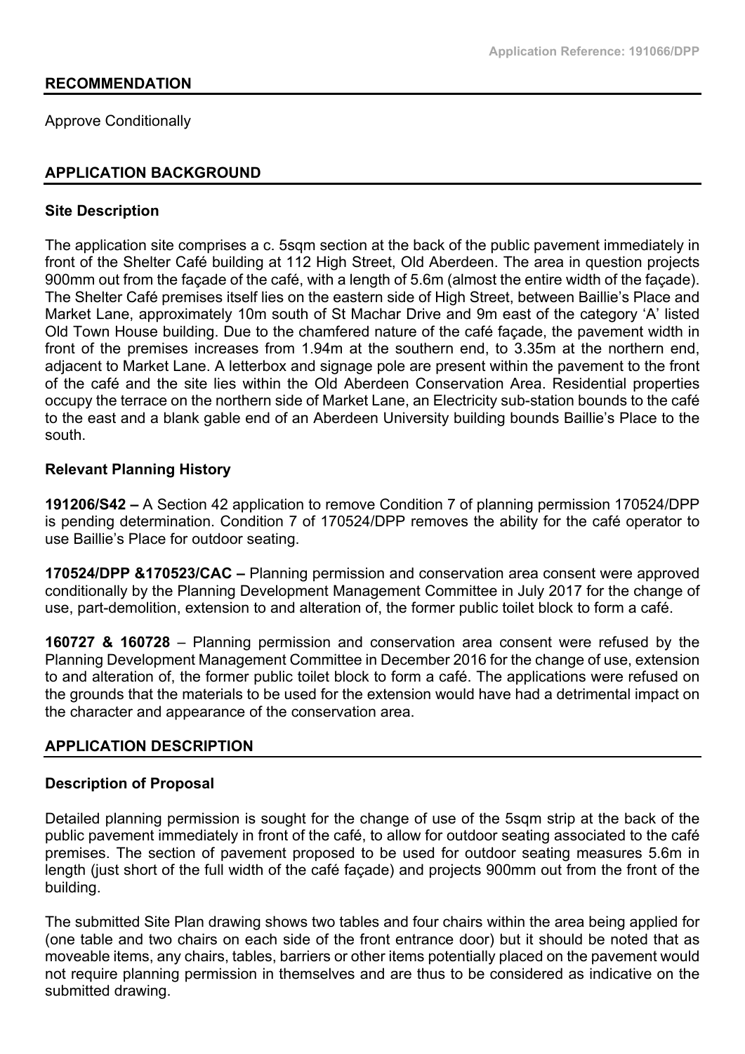## RECOMMENDATION

Approve Conditionally

## APPLICATION BACKGROUND

### Site Description

The application site comprises a c. 5sqm section at the back of the public pavement immediately in front of the Shelter Café building at 112 High Street, Old Aberdeen. The area in question projects 900mm out from the façade of the café, with a length of 5.6m (almost the entire width of the façade). The Shelter Café premises itself lies on the eastern side of High Street, between Baillie's Place and Market Lane, approximately 10m south of St Machar Drive and 9m east of the category 'A' listed Old Town House building. Due to the chamfered nature of the café façade, the pavement width in front of the premises increases from 1.94m at the southern end, to 3.35m at the northern end, adjacent to Market Lane. A letterbox and signage pole are present within the pavement to the front of the café and the site lies within the Old Aberdeen Conservation Area. Residential properties occupy the terrace on the northern side of Market Lane, an Electricity sub-station bounds to the café to the east and a blank gable end of an Aberdeen University building bounds Baillie's Place to the south.

### Relevant Planning History

**191206/S42 –** A Section 42 application to remove Condition 7 of planning permission 170524/DPP is pending determination. Condition 7 of 170524/DPP removes the ability for the café operator to use Baillie's Place for outdoor seating.

**170524/DPP &170523/CAC –** Planning permission and conservation area consent were approved conditionally by the Planning Development Management Committee in July 2017 for the change of use, part-demolition, extension to and alteration of, the former public toilet block to form a café.

**160727 & 160728** – Planning permission and conservation area consent were refused by the Planning Development Management Committee in December 2016 for the change of use, extension to and alteration of, the former public toilet block to form a café. The applications were refused on the grounds that the materials to be used for the extension would have had a detrimental impact on the character and appearance of the conservation area.

## APPLICATION DESCRIPTION

### Description of Proposal

Detailed planning permission is sought for the change of use of the 5sqm strip at the back of the public pavement immediately in front of the café, to allow for outdoor seating associated to the café premises. The section of pavement proposed to be used for outdoor seating measures 5.6m in length (just short of the full width of the café façade) and projects 900mm out from the front of the building.

The submitted Site Plan drawing shows two tables and four chairs within the area being applied for (one table and two chairs on each side of the front entrance door) but it should be noted that as moveable items, any chairs, tables, barriers or other items potentially placed on the pavement would not require planning permission in themselves and are thus to be considered as indicative on the submitted drawing.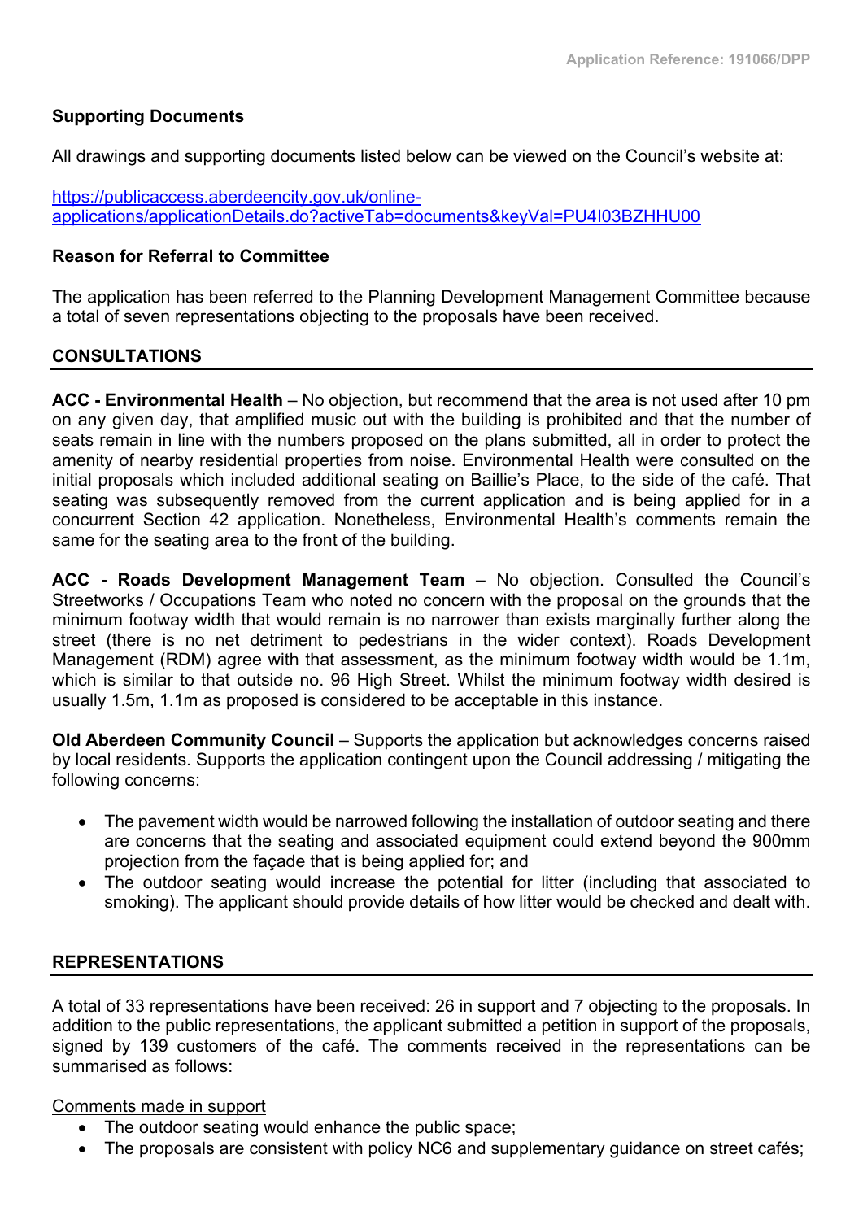### Supporting Documents

All drawings and supporting documents listed below can be viewed on the Council's website at:

https://publicaccess.aberdeencity.gov.uk/online-applications/applicationDetails.do?activeTab=documents&keyVal=PU4I03BZHHU00

### Reason for Referral to Committee

The application has been referred to the Planning Development Management Committee because a total of seven representations objecting to the proposals have been received.

## CONSULTATIONS

**ACC - Environmental Health** – No objection, but recommend that the area is not used after 10 pm on any given day, that amplified music out with the building is prohibited and that the number of seats remain in line with the numbers proposed on the plans submitted, all in order to protect the amenity of nearby residential properties from noise. Environmental Health were consulted on the initial proposals which included additional seating on Baillie's Place, to the side of the café. That seating was subsequently removed from the current application and is being applied for in a concurrent Section 42 application. Nonetheless, Environmental Health's comments remain the same for the seating area to the front of the building.

**ACC - Roads Development Management Team** – No objection. Consulted the Council's Streetworks / Occupations Team who noted no concern with the proposal on the grounds that the minimum footway width that would remain is no narrower than exists marginally further along the street (there is no net detriment to pedestrians in the wider context). Roads Development Management (RDM) agree with that assessment, as the minimum footway width would be 1.1m, which is similar to that outside no. 96 High Street. Whilst the minimum footway width desired is usually 1.5m, 1.1m as proposed is considered to be acceptable in this instance.

**Old Aberdeen Community Council** – Supports the application but acknowledges concerns raised by local residents. Supports the application contingent upon the Council addressing / mitigating the following concerns:

- The pavement width would be narrowed following the installation of outdoor seating and there are concerns that the seating and associated equipment could extend beyond the 900mm projection from the façade that is being applied for; and
- The outdoor seating would increase the potential for litter (including that associated to smoking). The applicant should provide details of how litter would be checked and dealt with.

## REPRESENTATIONS

A total of 33 representations have been received: 26 in support and 7 objecting to the proposals. In addition to the public representations, the applicant submitted a petition in support of the proposals, signed by 139 customers of the café. The comments received in the representations can be summarised as follows:

Comments made in support

- The outdoor seating would enhance the public space;
- The proposals are consistent with policy NC6 and supplementary guidance on street cafés;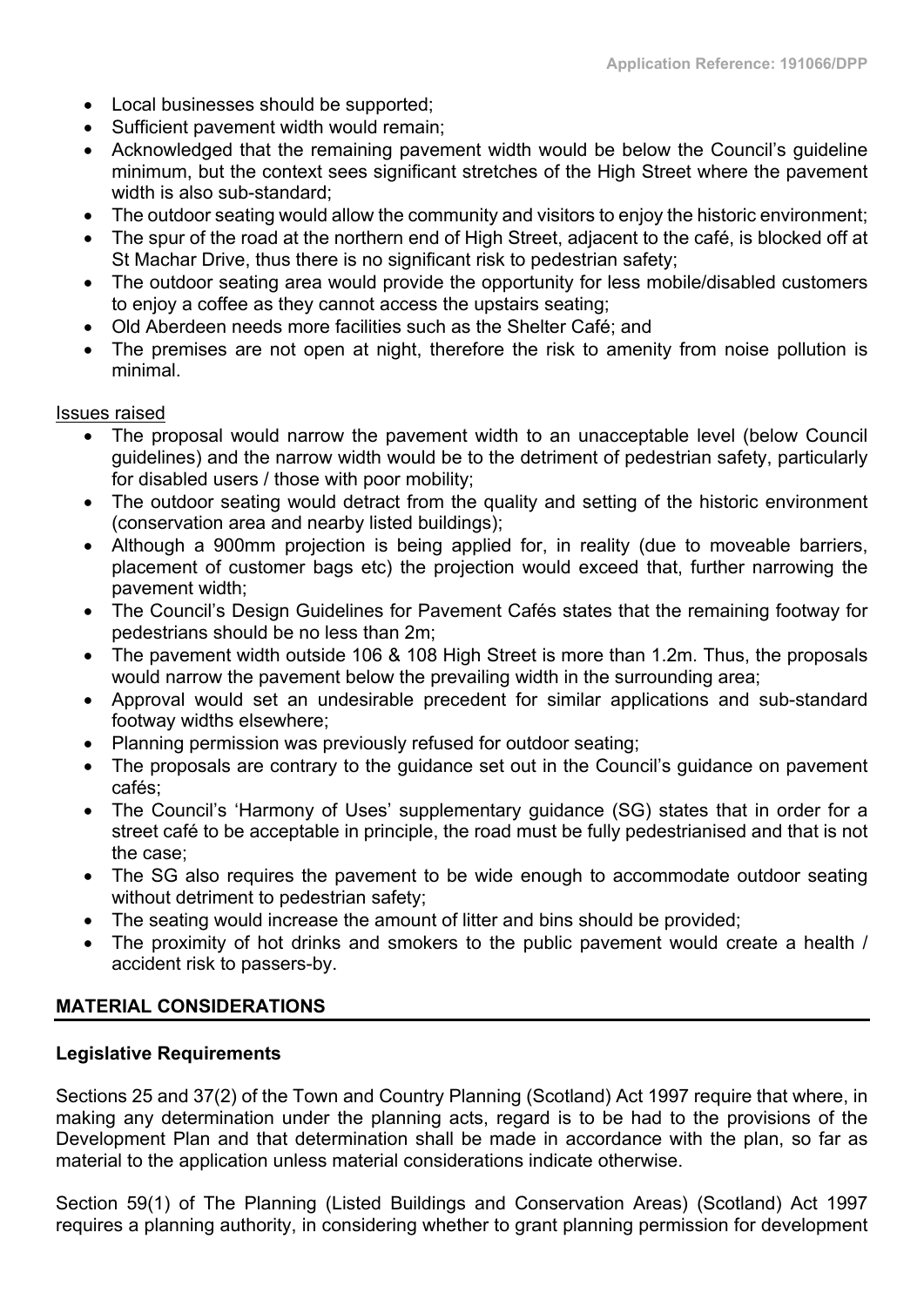- Local businesses should be supported;
- Sufficient pavement width would remain;
- Acknowledged that the remaining pavement width would be below the Council's guideline minimum, but the context sees significant stretches of the High Street where the pavement width is also sub-standard;
- The outdoor seating would allow the community and visitors to enjoy the historic environment;
- The spur of the road at the northern end of High Street, adjacent to the café, is blocked off at St Machar Drive, thus there is no significant risk to pedestrian safety;
- The outdoor seating area would provide the opportunity for less mobile/disabled customers to enjoy a coffee as they cannot access the upstairs seating;
- Old Aberdeen needs more facilities such as the Shelter Café; and
- The premises are not open at night, therefore the risk to amenity from noise pollution is minimal.

Issues raised

- The proposal would narrow the pavement width to an unacceptable level (below Council guidelines) and the narrow width would be to the detriment of pedestrian safety, particularly for disabled users / those with poor mobility;
- The outdoor seating would detract from the quality and setting of the historic environment (conservation area and nearby listed buildings);
- Although a 900mm projection is being applied for, in reality (due to moveable barriers, placement of customer bags etc) the projection would exceed that, further narrowing the pavement width;
- The Council's Design Guidelines for Pavement Cafés states that the remaining footway for pedestrians should be no less than 2m;
- The pavement width outside 106 & 108 High Street is more than 1.2m. Thus, the proposals would narrow the pavement below the prevailing width in the surrounding area;
- Approval would set an undesirable precedent for similar applications and sub-standard footway widths elsewhere;
- Planning permission was previously refused for outdoor seating;
- The proposals are contrary to the guidance set out in the Council's guidance on pavement cafés;
- The Council's 'Harmony of Uses' supplementary guidance (SG) states that in order for a street café to be acceptable in principle, the road must be fully pedestrianised and that is not the case;
- The SG also requires the pavement to be wide enough to accommodate outdoor seating without detriment to pedestrian safety;
- The seating would increase the amount of litter and bins should be provided;
- The proximity of hot drinks and smokers to the public pavement would create a health / accident risk to passers-by.

## MATERIAL CONSIDERATIONS

### Legislative Requirements

Sections 25 and 37(2) of the Town and Country Planning (Scotland) Act 1997 require that where, in making any determination under the planning acts, regard is to be had to the provisions of the Development Plan and that determination shall be made in accordance with the plan, so far as material to the application unless material considerations indicate otherwise.

Section 59(1) of The Planning (Listed Buildings and Conservation Areas) (Scotland) Act 1997 requires a planning authority, in considering whether to grant planning permission for development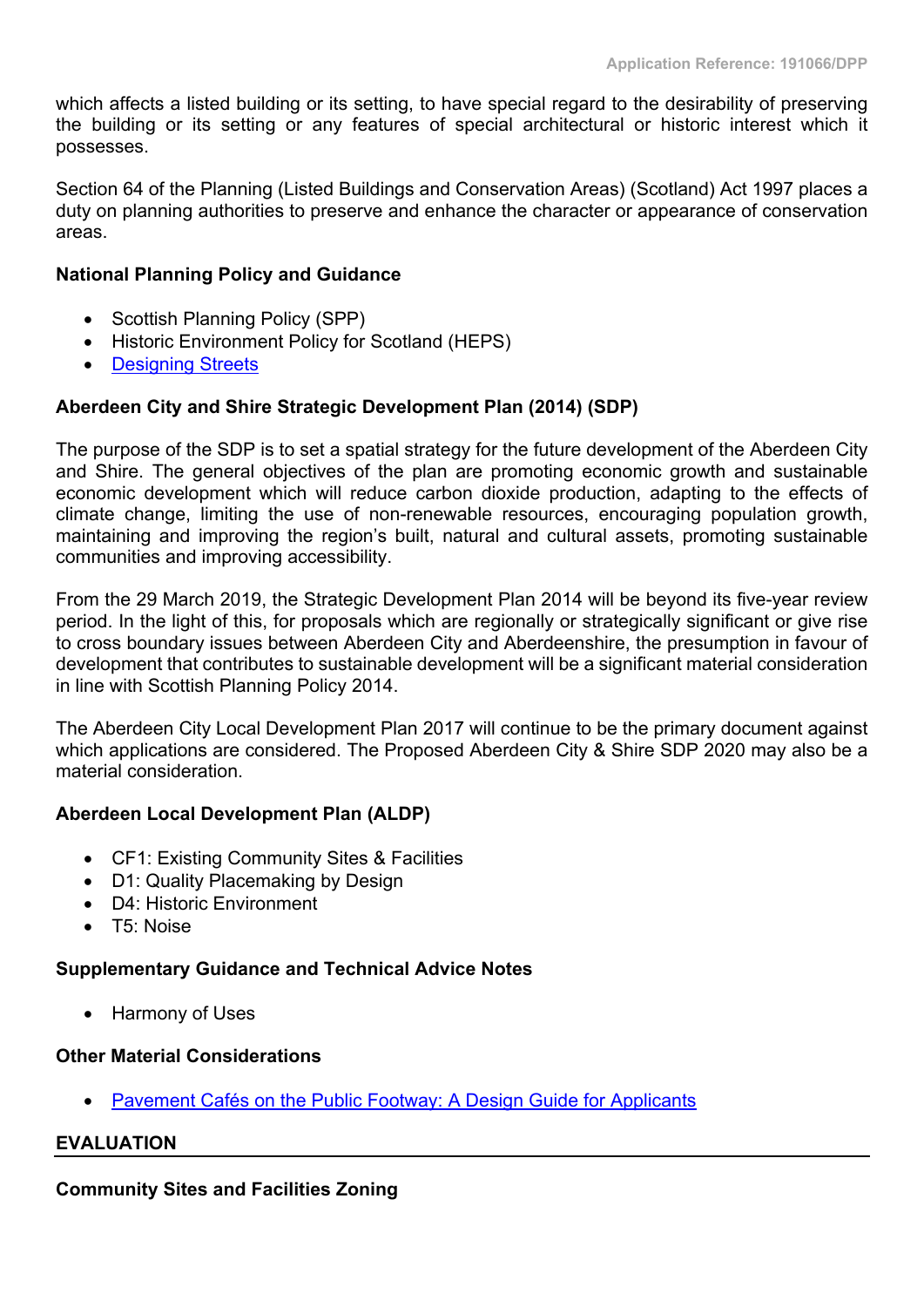which affects a listed building or its setting, to have special regard to the desirability of preserving the building or its setting or any features of special architectural or historic interest which it possesses.

Section 64 of the Planning (Listed Buildings and Conservation Areas) (Scotland) Act 1997 places a duty on planning authorities to preserve and enhance the character or appearance of conservation areas.

**National Planning Policy and Guidance**

- Scottish Planning Policy (SPP)
- Historic Environment Policy for Scotland (HEPS)
- [Designing Streets]()

**Aberdeen City and Shire Strategic Development Plan (2014) (SDP)**

The purpose of the SDP is to set a spatial strategy for the future development of the Aberdeen City and Shire. The general objectives of the plan are promoting economic growth and sustainable economic development which will reduce carbon dioxide production, adapting to the effects of climate change, limiting the use of non-renewable resources, encouraging population growth, maintaining and improving the region's built, natural and cultural assets, promoting sustainable communities and improving accessibility.

From the 29 March 2019, the Strategic Development Plan 2014 will be beyond its five-year review period. In the light of this, for proposals which are regionally or strategically significant or give rise to cross boundary issues between Aberdeen City and Aberdeenshire, the presumption in favour of development that contributes to sustainable development will be a significant material consideration in line with Scottish Planning Policy 2014.

The Aberdeen City Local Development Plan 2017 will continue to be the primary document against which applications are considered. The Proposed Aberdeen City & Shire SDP 2020 may also be a material consideration.

**Aberdeen Local Development Plan (ALDP)**

- CF1: Existing Community Sites & Facilities
- D1: Quality Placemaking by Design
- D4: Historic Environment
- T5: Noise

**Supplementary Guidance and Technical Advice Notes**

- Harmony of Uses

**Other Material Considerations**

- [Pavement Cafés on the Public Footway: A Design Guide for Applicants]()

## EVALUATION

**Community Sites and Facilities Zoning**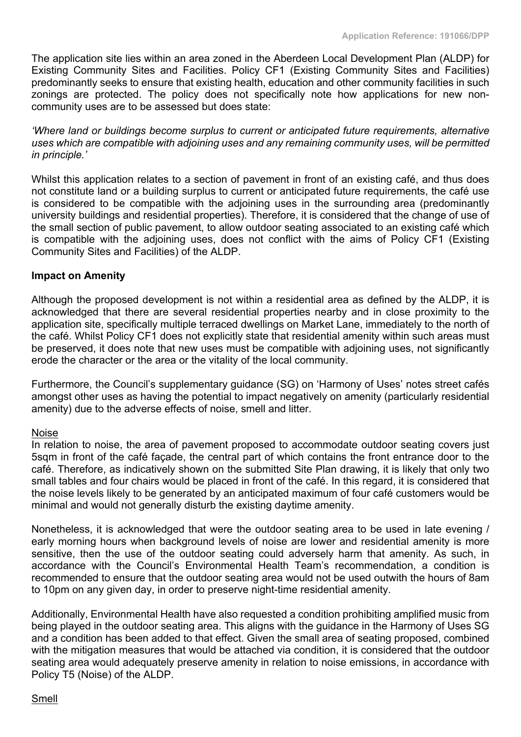The application site lies within an area zoned in the Aberdeen Local Development Plan (ALDP) for Existing Community Sites and Facilities. Policy CF1 (Existing Community Sites and Facilities) predominantly seeks to ensure that existing health, education and other community facilities in such zonings are protected. The policy does not specifically note how applications for new non-community uses are to be assessed but does state:

*'Where land or buildings become surplus to current or anticipated future requirements, alternative uses which are compatible with adjoining uses and any remaining community uses, will be permitted in principle.'*

Whilst this application relates to a section of pavement in front of an existing café, and thus does not constitute land or a building surplus to current or anticipated future requirements, the café use is considered to be compatible with the adjoining uses in the surrounding area (predominantly university buildings and residential properties). Therefore, it is considered that the change of use of the small section of public pavement, to allow outdoor seating associated to an existing café which is compatible with the adjoining uses, does not conflict with the aims of Policy CF1 (Existing Community Sites and Facilities) of the ALDP.

**Impact on Amenity**

Although the proposed development is not within a residential area as defined by the ALDP, it is acknowledged that there are several residential properties nearby and in close proximity to the application site, specifically multiple terraced dwellings on Market Lane, immediately to the north of the café. Whilst Policy CF1 does not explicitly state that residential amenity within such areas must be preserved, it does note that new uses must be compatible with adjoining uses, not significantly erode the character or the area or the vitality of the local community.

Furthermore, the Council's supplementary guidance (SG) on 'Harmony of Uses' notes street cafés amongst other uses as having the potential to impact negatively on amenity (particularly residential amenity) due to the adverse effects of noise, smell and litter.

<u>Noise</u>

In relation to noise, the area of pavement proposed to accommodate outdoor seating covers just 5sqm in front of the café façade, the central part of which contains the front entrance door to the café. Therefore, as indicatively shown on the submitted Site Plan drawing, it is likely that only two small tables and four chairs would be placed in front of the café. In this regard, it is considered that the noise levels likely to be generated by an anticipated maximum of four café customers would be minimal and would not generally disturb the existing daytime amenity.

Nonetheless, it is acknowledged that were the outdoor seating area to be used in late evening / early morning hours when background levels of noise are lower and residential amenity is more sensitive, then the use of the outdoor seating could adversely harm that amenity. As such, in accordance with the Council's Environmental Health Team's recommendation, a condition is recommended to ensure that the outdoor seating area would not be used outwith the hours of 8am to 10pm on any given day, in order to preserve night-time residential amenity.

Additionally, Environmental Health have also requested a condition prohibiting amplified music from being played in the outdoor seating area. This aligns with the guidance in the Harmony of Uses SG and a condition has been added to that effect. Given the small area of seating proposed, combined with the mitigation measures that would be attached via condition, it is considered that the outdoor seating area would adequately preserve amenity in relation to noise emissions, in accordance with Policy T5 (Noise) of the ALDP.

<u>Smell</u>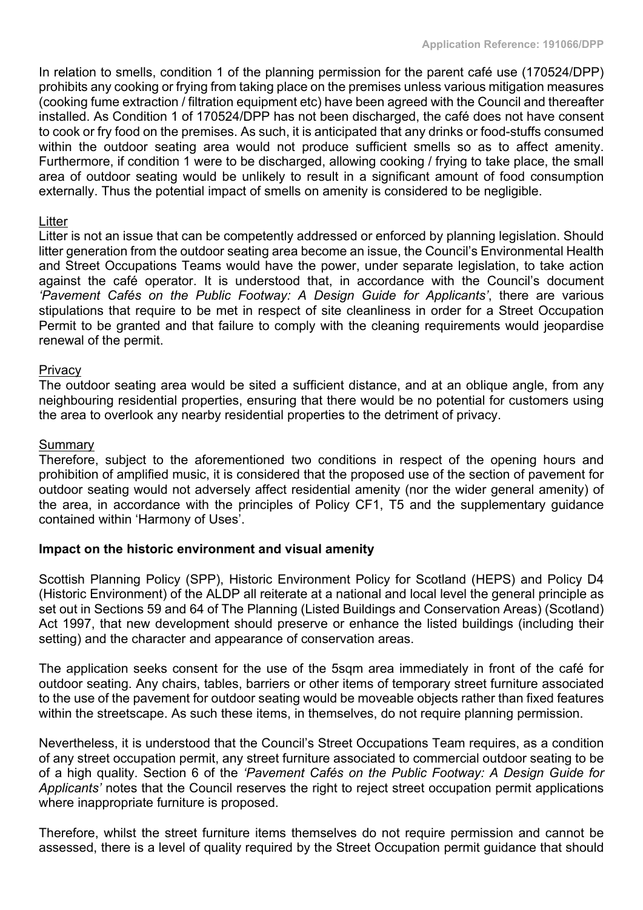In relation to smells, condition 1 of the planning permission for the parent café use (170524/DPP) prohibits any cooking or frying from taking place on the premises unless various mitigation measures (cooking fume extraction / filtration equipment etc) have been agreed with the Council and thereafter installed. As Condition 1 of 170524/DPP has not been discharged, the café does not have consent to cook or fry food on the premises. As such, it is anticipated that any drinks or food-stuffs consumed within the outdoor seating area would not produce sufficient smells so as to affect amenity. Furthermore, if condition 1 were to be discharged, allowing cooking / frying to take place, the small area of outdoor seating would be unlikely to result in a significant amount of food consumption externally. Thus the potential impact of smells on amenity is considered to be negligible.

<u>Litter</u>

Litter is not an issue that can be competently addressed or enforced by planning legislation. Should litter generation from the outdoor seating area become an issue, the Council's Environmental Health and Street Occupations Teams would have the power, under separate legislation, to take action against the café operator. It is understood that, in accordance with the Council's document *'Pavement Cafés on the Public Footway: A Design Guide for Applicants'*, there are various stipulations that require to be met in respect of site cleanliness in order for a Street Occupation Permit to be granted and that failure to comply with the cleaning requirements would jeopardise renewal of the permit.

<u>Privacy</u>

The outdoor seating area would be sited a sufficient distance, and at an oblique angle, from any neighbouring residential properties, ensuring that there would be no potential for customers using the area to overlook any nearby residential properties to the detriment of privacy.

<u>Summary</u>

Therefore, subject to the aforementioned two conditions in respect of the opening hours and prohibition of amplified music, it is considered that the proposed use of the section of pavement for outdoor seating would not adversely affect residential amenity (nor the wider general amenity) of the area, in accordance with the principles of Policy CF1, T5 and the supplementary guidance contained within 'Harmony of Uses'.

**Impact on the historic environment and visual amenity**

Scottish Planning Policy (SPP), Historic Environment Policy for Scotland (HEPS) and Policy D4 (Historic Environment) of the ALDP all reiterate at a national and local level the general principle as set out in Sections 59 and 64 of The Planning (Listed Buildings and Conservation Areas) (Scotland) Act 1997, that new development should preserve or enhance the listed buildings (including their setting) and the character and appearance of conservation areas.

The application seeks consent for the use of the 5sqm area immediately in front of the café for outdoor seating. Any chairs, tables, barriers or other items of temporary street furniture associated to the use of the pavement for outdoor seating would be moveable objects rather than fixed features within the streetscape. As such these items, in themselves, do not require planning permission.

Nevertheless, it is understood that the Council's Street Occupations Team requires, as a condition of any street occupation permit, any street furniture associated to commercial outdoor seating to be of a high quality. Section 6 of the *'Pavement Cafés on the Public Footway: A Design Guide for Applicants'* notes that the Council reserves the right to reject street occupation permit applications where inappropriate furniture is proposed.

Therefore, whilst the street furniture items themselves do not require permission and cannot be assessed, there is a level of quality required by the Street Occupation permit guidance that should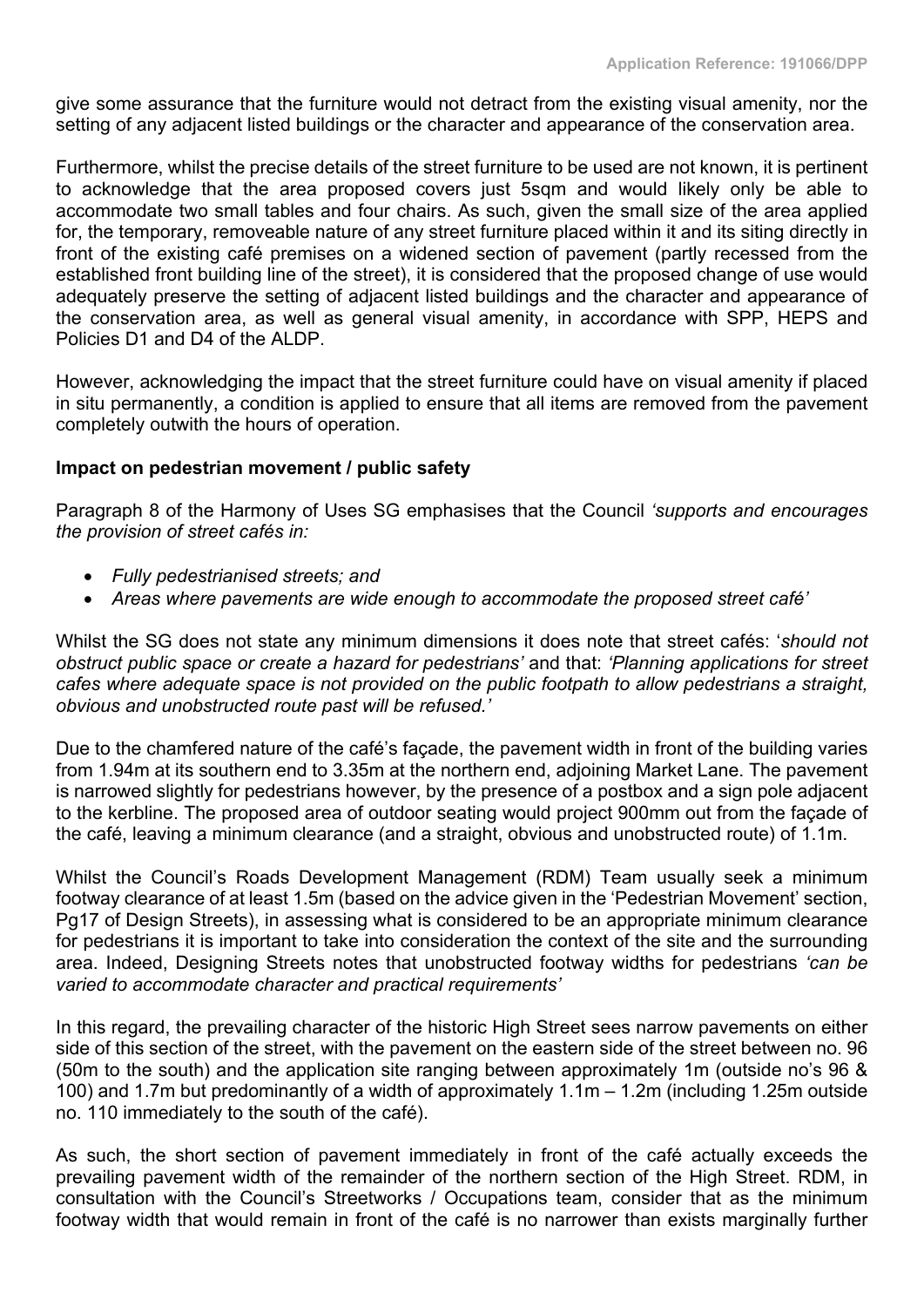give some assurance that the furniture would not detract from the existing visual amenity, nor the setting of any adjacent listed buildings or the character and appearance of the conservation area.

Furthermore, whilst the precise details of the street furniture to be used are not known, it is pertinent to acknowledge that the area proposed covers just 5sqm and would likely only be able to accommodate two small tables and four chairs. As such, given the small size of the area applied for, the temporary, removeable nature of any street furniture placed within it and its siting directly in front of the existing café premises on a widened section of pavement (partly recessed from the established front building line of the street), it is considered that the proposed change of use would adequately preserve the setting of adjacent listed buildings and the character and appearance of the conservation area, as well as general visual amenity, in accordance with SPP, HEPS and Policies D1 and D4 of the ALDP.

However, acknowledging the impact that the street furniture could have on visual amenity if placed in situ permanently, a condition is applied to ensure that all items are removed from the pavement completely outwith the hours of operation.

**Impact on pedestrian movement / public safety**

Paragraph 8 of the Harmony of Uses SG emphasises that the Council *'supports and encourages the provision of street cafés in:*

- *Fully pedestrianised streets; and*
- *Areas where pavements are wide enough to accommodate the proposed street café'*

Whilst the SG does not state any minimum dimensions it does note that street cafés: '*should not obstruct public space or create a hazard for pedestrians'* and that: *'Planning applications for street cafes where adequate space is not provided on the public footpath to allow pedestrians a straight, obvious and unobstructed route past will be refused.'*

Due to the chamfered nature of the café's façade, the pavement width in front of the building varies from 1.94m at its southern end to 3.35m at the northern end, adjoining Market Lane. The pavement is narrowed slightly for pedestrians however, by the presence of a postbox and a sign pole adjacent to the kerbline. The proposed area of outdoor seating would project 900mm out from the façade of the café, leaving a minimum clearance (and a straight, obvious and unobstructed route) of 1.1m.

Whilst the Council's Roads Development Management (RDM) Team usually seek a minimum footway clearance of at least 1.5m (based on the advice given in the 'Pedestrian Movement' section, Pg17 of Design Streets), in assessing what is considered to be an appropriate minimum clearance for pedestrians it is important to take into consideration the context of the site and the surrounding area. Indeed, Designing Streets notes that unobstructed footway widths for pedestrians *'can be varied to accommodate character and practical requirements'*

In this regard, the prevailing character of the historic High Street sees narrow pavements on either side of this section of the street, with the pavement on the eastern side of the street between no. 96 (50m to the south) and the application site ranging between approximately 1m (outside no's 96 & 100) and 1.7m but predominantly of a width of approximately 1.1m – 1.2m (including 1.25m outside no. 110 immediately to the south of the café).

As such, the short section of pavement immediately in front of the café actually exceeds the prevailing pavement width of the remainder of the northern section of the High Street. RDM, in consultation with the Council's Streetworks / Occupations team, consider that as the minimum footway width that would remain in front of the café is no narrower than exists marginally further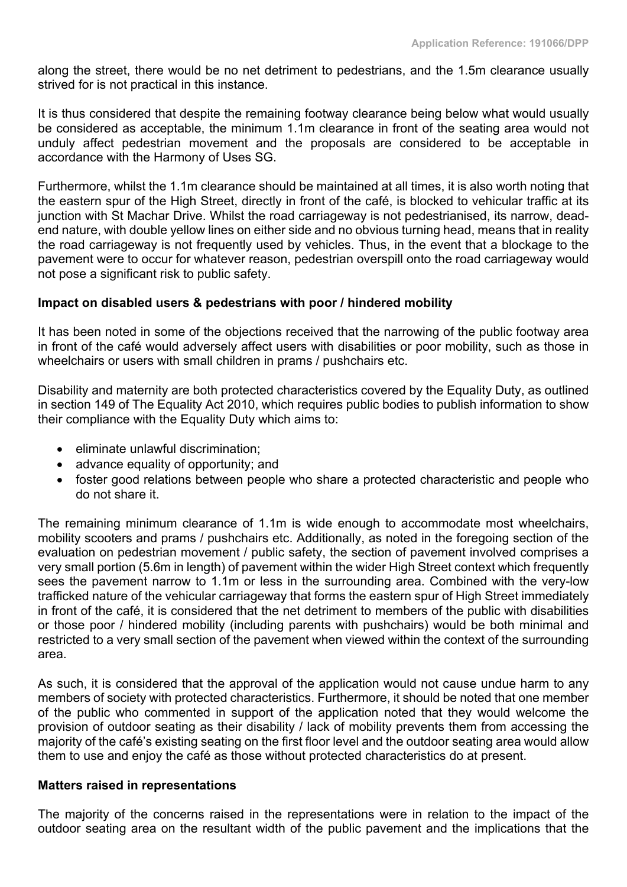along the street, there would be no net detriment to pedestrians, and the 1.5m clearance usually strived for is not practical in this instance.

It is thus considered that despite the remaining footway clearance being below what would usually be considered as acceptable, the minimum 1.1m clearance in front of the seating area would not unduly affect pedestrian movement and the proposals are considered to be acceptable in accordance with the Harmony of Uses SG.

Furthermore, whilst the 1.1m clearance should be maintained at all times, it is also worth noting that the eastern spur of the High Street, directly in front of the café, is blocked to vehicular traffic at its junction with St Machar Drive. Whilst the road carriageway is not pedestrianised, its narrow, dead-end nature, with double yellow lines on either side and no obvious turning head, means that in reality the road carriageway is not frequently used by vehicles. Thus, in the event that a blockage to the pavement were to occur for whatever reason, pedestrian overspill onto the road carriageway would not pose a significant risk to public safety.

**Impact on disabled users & pedestrians with poor / hindered mobility**

It has been noted in some of the objections received that the narrowing of the public footway area in front of the café would adversely affect users with disabilities or poor mobility, such as those in wheelchairs or users with small children in prams / pushchairs etc.

Disability and maternity are both protected characteristics covered by the Equality Duty, as outlined in section 149 of The Equality Act 2010, which requires public bodies to publish information to show their compliance with the Equality Duty which aims to:

- eliminate unlawful discrimination;
- advance equality of opportunity; and
- foster good relations between people who share a protected characteristic and people who do not share it.

The remaining minimum clearance of 1.1m is wide enough to accommodate most wheelchairs, mobility scooters and prams / pushchairs etc. Additionally, as noted in the foregoing section of the evaluation on pedestrian movement / public safety, the section of pavement involved comprises a very small portion (5.6m in length) of pavement within the wider High Street context which frequently sees the pavement narrow to 1.1m or less in the surrounding area. Combined with the very-low trafficked nature of the vehicular carriageway that forms the eastern spur of High Street immediately in front of the café, it is considered that the net detriment to members of the public with disabilities or those poor / hindered mobility (including parents with pushchairs) would be both minimal and restricted to a very small section of the pavement when viewed within the context of the surrounding area.

As such, it is considered that the approval of the application would not cause undue harm to any members of society with protected characteristics. Furthermore, it should be noted that one member of the public who commented in support of the application noted that they would welcome the provision of outdoor seating as their disability / lack of mobility prevents them from accessing the majority of the café's existing seating on the first floor level and the outdoor seating area would allow them to use and enjoy the café as those without protected characteristics do at present.

**Matters raised in representations**

The majority of the concerns raised in the representations were in relation to the impact of the outdoor seating area on the resultant width of the public pavement and the implications that the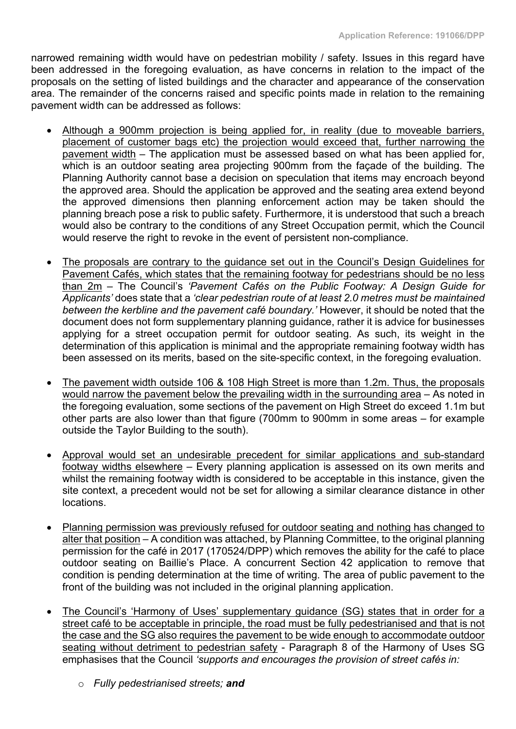narrowed remaining width would have on pedestrian mobility / safety. Issues in this regard have been addressed in the foregoing evaluation, as have concerns in relation to the impact of the proposals on the setting of listed buildings and the character and appearance of the conservation area. The remainder of the concerns raised and specific points made in relation to the remaining pavement width can be addressed as follows:

- <u>Although a 900mm projection is being applied for, in reality (due to moveable barriers, placement of customer bags etc) the projection would exceed that, further narrowing the pavement width</u> – The application must be assessed based on what has been applied for, which is an outdoor seating area projecting 900mm from the façade of the building. The Planning Authority cannot base a decision on speculation that items may encroach beyond the approved area. Should the application be approved and the seating area extend beyond the approved dimensions then planning enforcement action may be taken should the planning breach pose a risk to public safety. Furthermore, it is understood that such a breach would also be contrary to the conditions of any Street Occupation permit, which the Council would reserve the right to revoke in the event of persistent non-compliance.

- <u>The proposals are contrary to the guidance set out in the Council's Design Guidelines for Pavement Cafés, which states that the remaining footway for pedestrians should be no less than 2m</u> – The Council's *'Pavement Cafés on the Public Footway: A Design Guide for Applicants'* does state that a *'clear pedestrian route of at least 2.0 metres must be maintained between the kerbline and the pavement café boundary.'* However, it should be noted that the document does not form supplementary planning guidance, rather it is advice for businesses applying for a street occupation permit for outdoor seating. As such, its weight in the determination of this application is minimal and the appropriate remaining footway width has been assessed on its merits, based on the site-specific context, in the foregoing evaluation.

- <u>The pavement width outside 106 & 108 High Street is more than 1.2m. Thus, the proposals would narrow the pavement below the prevailing width in the surrounding area</u> – As noted in the foregoing evaluation, some sections of the pavement on High Street do exceed 1.1m but other parts are also lower than that figure (700mm to 900mm in some areas – for example outside the Taylor Building to the south).

- <u>Approval would set an undesirable precedent for similar applications and sub-standard footway widths elsewhere</u> – Every planning application is assessed on its own merits and whilst the remaining footway width is considered to be acceptable in this instance, given the site context, a precedent would not be set for allowing a similar clearance distance in other locations.

- <u>Planning permission was previously refused for outdoor seating and nothing has changed to alter that position</u> – A condition was attached, by Planning Committee, to the original planning permission for the café in 2017 (170524/DPP) which removes the ability for the café to place outdoor seating on Baillie's Place. A concurrent Section 42 application to remove that condition is pending determination at the time of writing. The area of public pavement to the front of the building was not included in the original planning application.

- <u>The Council's 'Harmony of Uses' supplementary guidance (SG) states that in order for a street café to be acceptable in principle, the road must be fully pedestrianised and that is not the case and the SG also requires the pavement to be wide enough to accommodate outdoor seating without detriment to pedestrian safety</u> - Paragraph 8 of the Harmony of Uses SG emphasises that the Council *'supports and encourages the provision of street cafés in:*
  - *Fully pedestrianised streets;* ***and***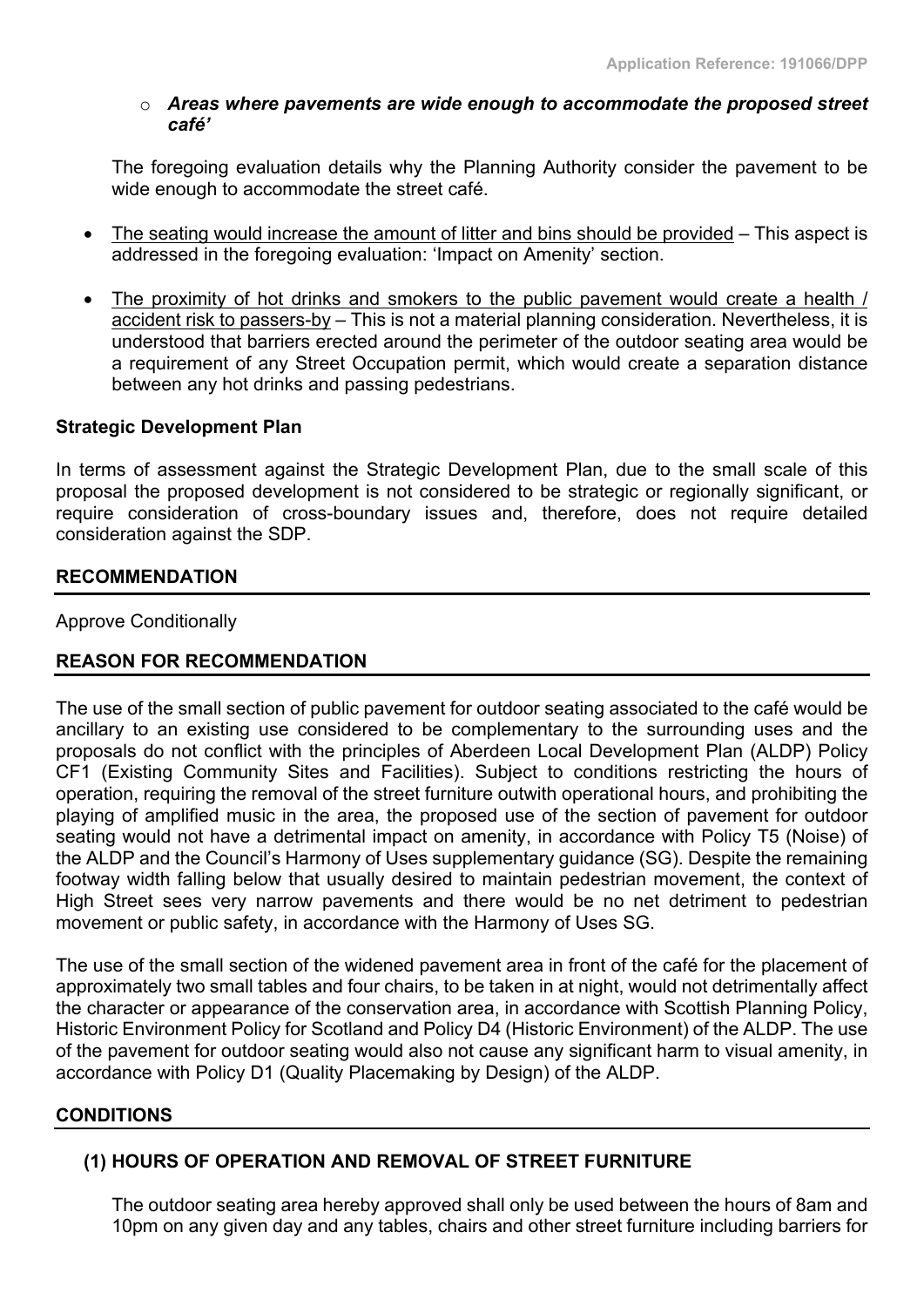- ***Areas where pavements are wide enough to accommodate the proposed street café'***

  The foregoing evaluation details why the Planning Authority consider the pavement to be wide enough to accommodate the street café.

- The seating would increase the amount of litter and bins should be provided – This aspect is addressed in the foregoing evaluation: 'Impact on Amenity' section.

- The proximity of hot drinks and smokers to the public pavement would create a health / accident risk to passers-by – This is not a material planning consideration. Nevertheless, it is understood that barriers erected around the perimeter of the outdoor seating area would be a requirement of any Street Occupation permit, which would create a separation distance between any hot drinks and passing pedestrians.

**Strategic Development Plan**

In terms of assessment against the Strategic Development Plan, due to the small scale of this proposal the proposed development is not considered to be strategic or regionally significant, or require consideration of cross-boundary issues and, therefore, does not require detailed consideration against the SDP.

## RECOMMENDATION

Approve Conditionally

## REASON FOR RECOMMENDATION

The use of the small section of public pavement for outdoor seating associated to the café would be ancillary to an existing use considered to be complementary to the surrounding uses and the proposals do not conflict with the principles of Aberdeen Local Development Plan (ALDP) Policy CF1 (Existing Community Sites and Facilities). Subject to conditions restricting the hours of operation, requiring the removal of the street furniture outwith operational hours, and prohibiting the playing of amplified music in the area, the proposed use of the section of pavement for outdoor seating would not have a detrimental impact on amenity, in accordance with Policy T5 (Noise) of the ALDP and the Council's Harmony of Uses supplementary guidance (SG). Despite the remaining footway width falling below that usually desired to maintain pedestrian movement, the context of High Street sees very narrow pavements and there would be no net detriment to pedestrian movement or public safety, in accordance with the Harmony of Uses SG.

The use of the small section of the widened pavement area in front of the café for the placement of approximately two small tables and four chairs, to be taken in at night, would not detrimentally affect the character or appearance of the conservation area, in accordance with Scottish Planning Policy, Historic Environment Policy for Scotland and Policy D4 (Historic Environment) of the ALDP. The use of the pavement for outdoor seating would also not cause any significant harm to visual amenity, in accordance with Policy D1 (Quality Placemaking by Design) of the ALDP.

## CONDITIONS

### (1) HOURS OF OPERATION AND REMOVAL OF STREET FURNITURE

The outdoor seating area hereby approved shall only be used between the hours of 8am and 10pm on any given day and any tables, chairs and other street furniture including barriers for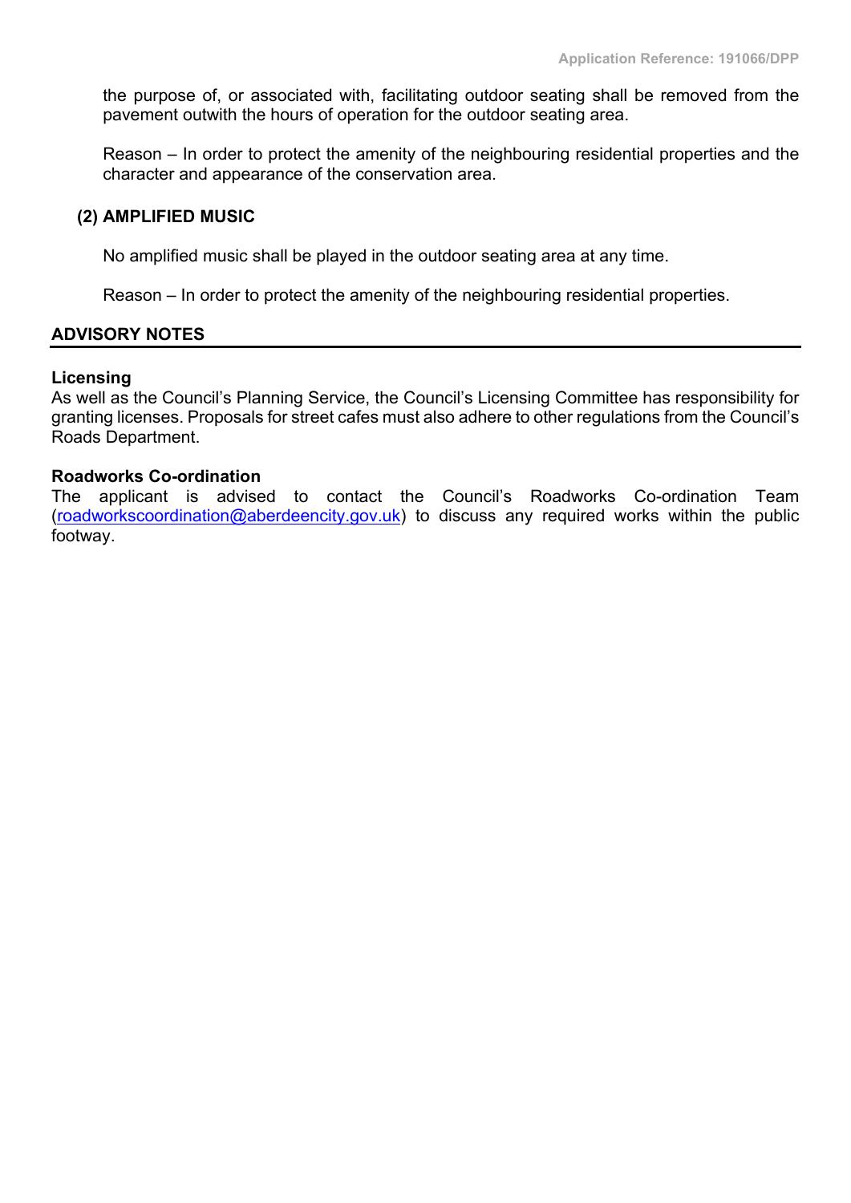the purpose of, or associated with, facilitating outdoor seating shall be removed from the pavement outwith the hours of operation for the outdoor seating area.

Reason – In order to protect the amenity of the neighbouring residential properties and the character and appearance of the conservation area.

**(2) AMPLIFIED MUSIC**

No amplified music shall be played in the outdoor seating area at any time.

Reason – In order to protect the amenity of the neighbouring residential properties.

## ADVISORY NOTES

**Licensing**

As well as the Council's Planning Service, the Council's Licensing Committee has responsibility for granting licenses. Proposals for street cafes must also adhere to other regulations from the Council's Roads Department.

**Roadworks Co-ordination**

The applicant is advised to contact the Council's Roadworks Co-ordination Team (roadworkscoordination@aberdeencity.gov.uk) to discuss any required works within the public footway.